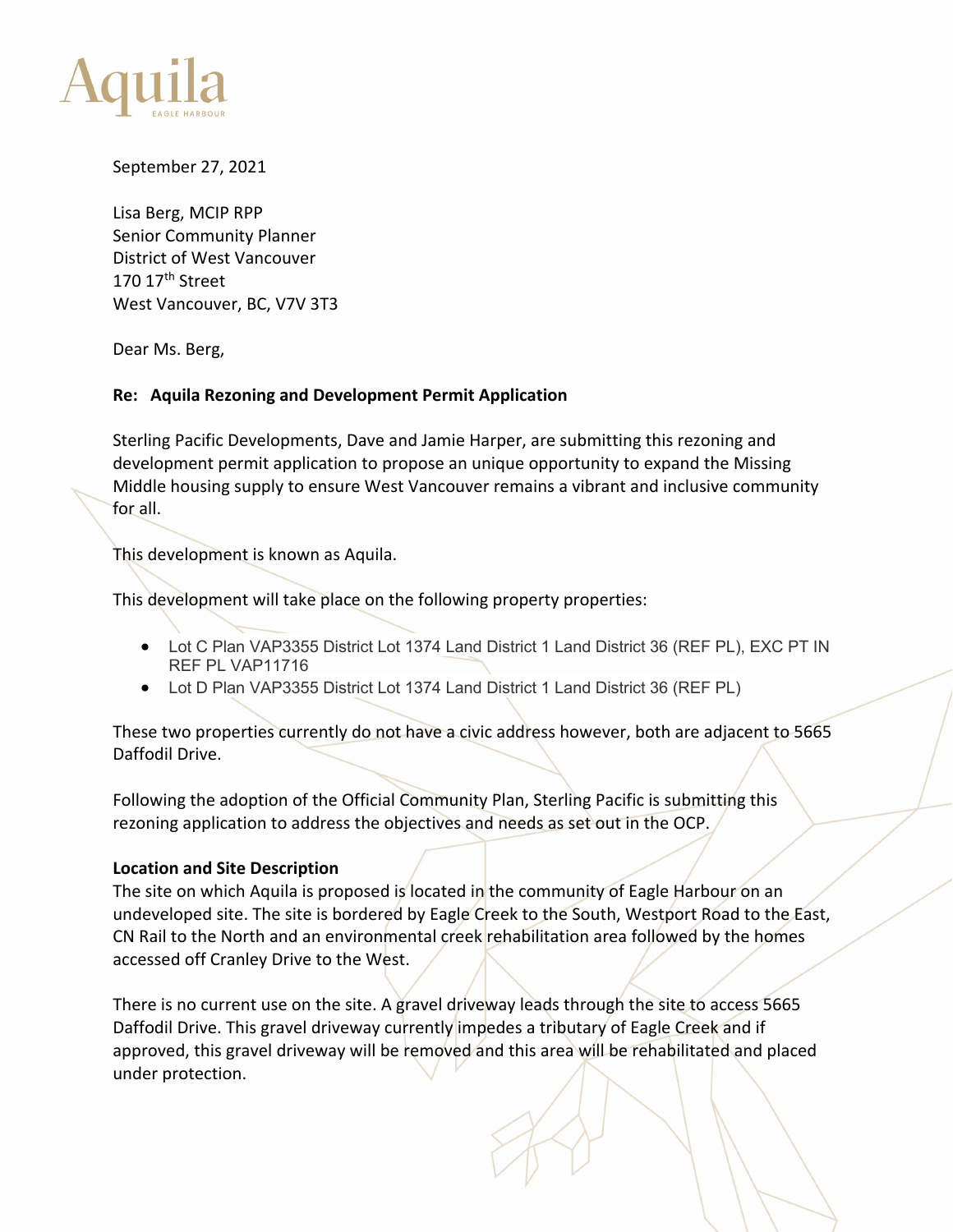Aquila
EAGLE HARBOUR

September 27, 2021

Lisa Berg, MCIP RPP
Senior Community Planner
District of West Vancouver
170 17th Street
West Vancouver, BC, V7V 3T3

Dear Ms. Berg,

**Re: Aquila Rezoning and Development Permit Application**

Sterling Pacific Developments, Dave and Jamie Harper, are submitting this rezoning and development permit application to propose an unique opportunity to expand the Missing Middle housing supply to ensure West Vancouver remains a vibrant and inclusive community for all.

This development is known as Aquila.

This development will take place on the following property properties:

- Lot C Plan VAP3355 District Lot 1374 Land District 1 Land District 36 (REF PL), EXC PT IN REF PL VAP11716
- Lot D Plan VAP3355 District Lot 1374 Land District 1 Land District 36 (REF PL)

These two properties currently do not have a civic address however, both are adjacent to 5665 Daffodil Drive.

Following the adoption of the Official Community Plan, Sterling Pacific is submitting this rezoning application to address the objectives and needs as set out in the OCP.

**Location and Site Description**

The site on which Aquila is proposed is located in the community of Eagle Harbour on an undeveloped site. The site is bordered by Eagle Creek to the South, Westport Road to the East, CN Rail to the North and an environmental creek rehabilitation area followed by the homes accessed off Cranley Drive to the West.

There is no current use on the site. A gravel driveway leads through the site to access 5665 Daffodil Drive. This gravel driveway currently impedes a tributary of Eagle Creek and if approved, this gravel driveway will be removed and this area will be rehabilitated and placed under protection.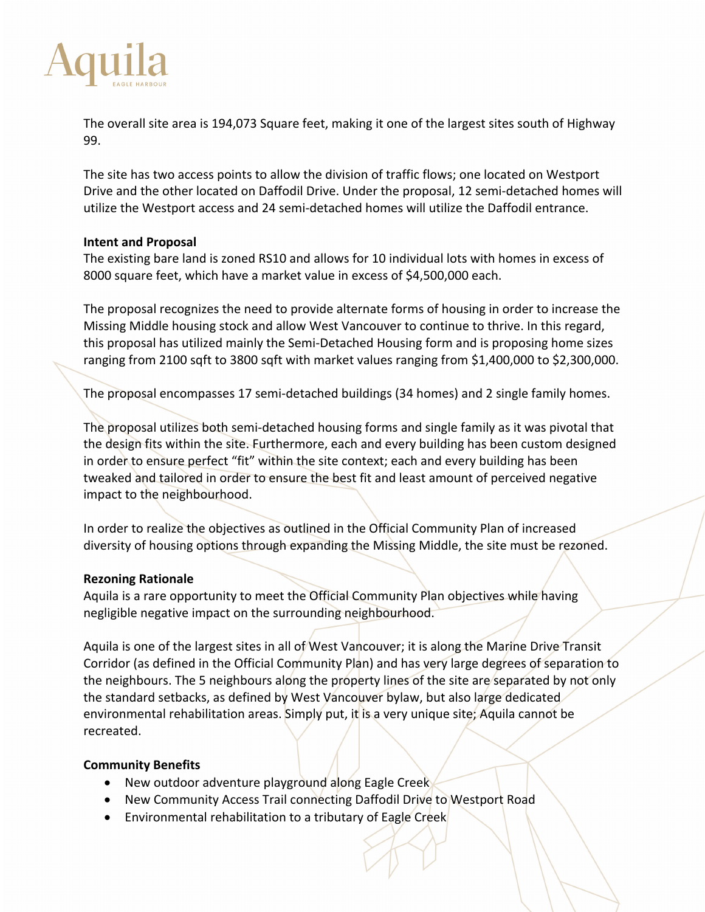The overall site area is 194,073 Square feet, making it one of the largest sites south of Highway 99.

The site has two access points to allow the division of traffic flows; one located on Westport Drive and the other located on Daffodil Drive. Under the proposal, 12 semi-detached homes will utilize the Westport access and 24 semi-detached homes will utilize the Daffodil entrance.

**Intent and Proposal**
The existing bare land is zoned RS10 and allows for 10 individual lots with homes in excess of 8000 square feet, which have a market value in excess of $4,500,000 each.

The proposal recognizes the need to provide alternate forms of housing in order to increase the Missing Middle housing stock and allow West Vancouver to continue to thrive. In this regard, this proposal has utilized mainly the Semi-Detached Housing form and is proposing home sizes ranging from 2100 sqft to 3800 sqft with market values ranging from $1,400,000 to $2,300,000.

The proposal encompasses 17 semi-detached buildings (34 homes) and 2 single family homes.

The proposal utilizes both semi-detached housing forms and single family as it was pivotal that the design fits within the site. Furthermore, each and every building has been custom designed in order to ensure perfect "fit" within the site context; each and every building has been tweaked and tailored in order to ensure the best fit and least amount of perceived negative impact to the neighbourhood.

In order to realize the objectives as outlined in the Official Community Plan of increased diversity of housing options through expanding the Missing Middle, the site must be rezoned.

**Rezoning Rationale**
Aquila is a rare opportunity to meet the Official Community Plan objectives while having negligible negative impact on the surrounding neighbourhood.

Aquila is one of the largest sites in all of West Vancouver; it is along the Marine Drive Transit Corridor (as defined in the Official Community Plan) and has very large degrees of separation to the neighbours. The 5 neighbours along the property lines of the site are separated by not only the standard setbacks, as defined by West Vancouver bylaw, but also large dedicated environmental rehabilitation areas. Simply put, it is a very unique site; Aquila cannot be recreated.

**Community Benefits**
- New outdoor adventure playground along Eagle Creek
- New Community Access Trail connecting Daffodil Drive to Westport Road
- Environmental rehabilitation to a tributary of Eagle Creek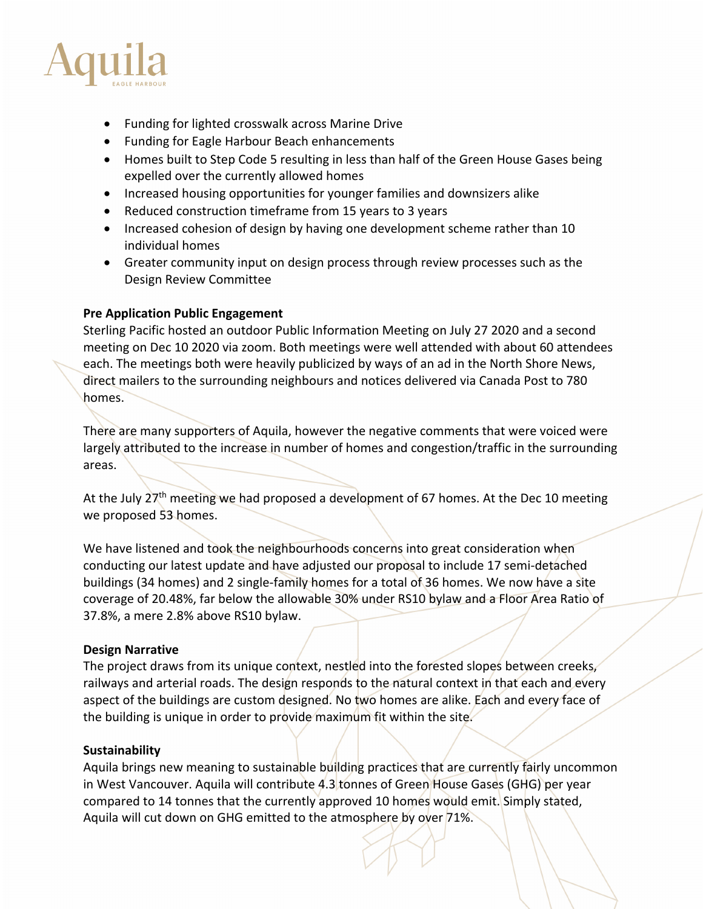- Funding for lighted crosswalk across Marine Drive
- Funding for Eagle Harbour Beach enhancements
- Homes built to Step Code 5 resulting in less than half of the Green House Gases being expelled over the currently allowed homes
- Increased housing opportunities for younger families and downsizers alike
- Reduced construction timeframe from 15 years to 3 years
- Increased cohesion of design by having one development scheme rather than 10 individual homes
- Greater community input on design process through review processes such as the Design Review Committee

**Pre Application Public Engagement**

Sterling Pacific hosted an outdoor Public Information Meeting on July 27 2020 and a second meeting on Dec 10 2020 via zoom. Both meetings were well attended with about 60 attendees each. The meetings both were heavily publicized by ways of an ad in the North Shore News, direct mailers to the surrounding neighbours and notices delivered via Canada Post to 780 homes.

There are many supporters of Aquila, however the negative comments that were voiced were largely attributed to the increase in number of homes and congestion/traffic in the surrounding areas.

At the July 27th meeting we had proposed a development of 67 homes. At the Dec 10 meeting we proposed 53 homes.

We have listened and took the neighbourhoods concerns into great consideration when conducting our latest update and have adjusted our proposal to include 17 semi-detached buildings (34 homes) and 2 single-family homes for a total of 36 homes. We now have a site coverage of 20.48%, far below the allowable 30% under RS10 bylaw and a Floor Area Ratio of 37.8%, a mere 2.8% above RS10 bylaw.

**Design Narrative**

The project draws from its unique context, nestled into the forested slopes between creeks, railways and arterial roads. The design responds to the natural context in that each and every aspect of the buildings are custom designed. No two homes are alike. Each and every face of the building is unique in order to provide maximum fit within the site.

**Sustainability**

Aquila brings new meaning to sustainable building practices that are currently fairly uncommon in West Vancouver. Aquila will contribute 4.3 tonnes of Green House Gases (GHG) per year compared to 14 tonnes that the currently approved 10 homes would emit. Simply stated, Aquila will cut down on GHG emitted to the atmosphere by over 71%.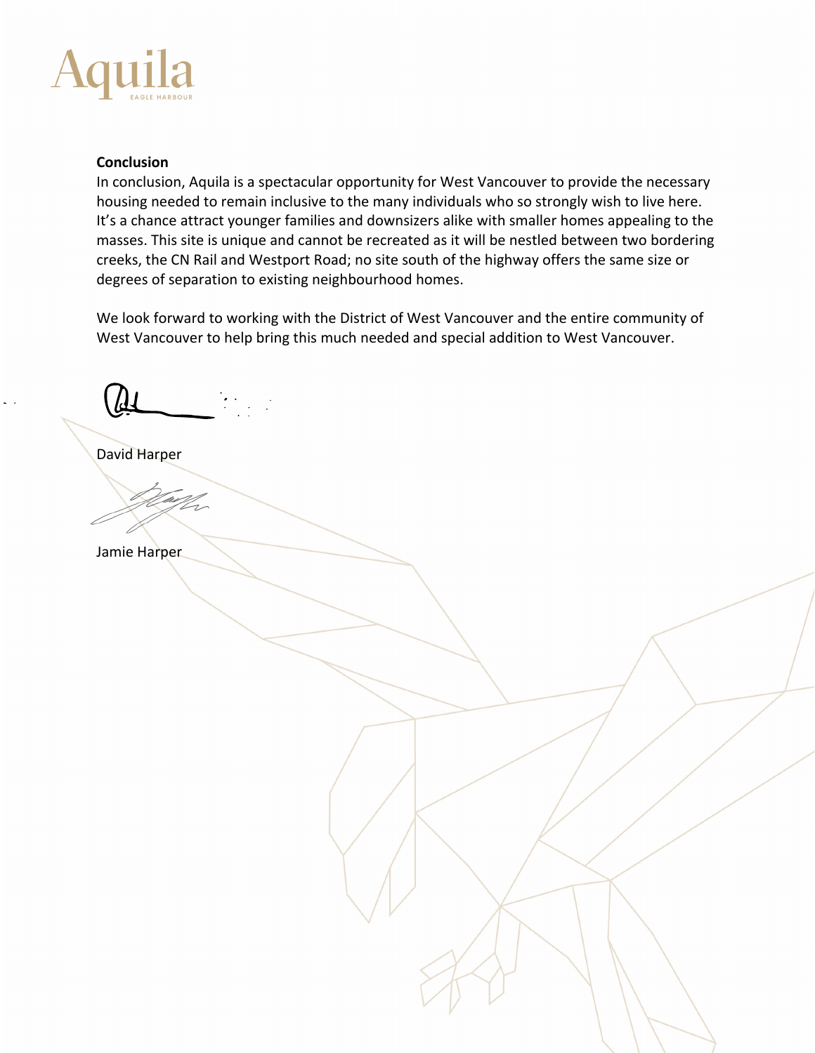**Conclusion**

In conclusion, Aquila is a spectacular opportunity for West Vancouver to provide the necessary housing needed to remain inclusive to the many individuals who so strongly wish to live here. It's a chance attract younger families and downsizers alike with smaller homes appealing to the masses. This site is unique and cannot be recreated as it will be nestled between two bordering creeks, the CN Rail and Westport Road; no site south of the highway offers the same size or degrees of separation to existing neighbourhood homes.

We look forward to working with the District of West Vancouver and the entire community of West Vancouver to help bring this much needed and special addition to West Vancouver.

David Harper

Jamie Harper